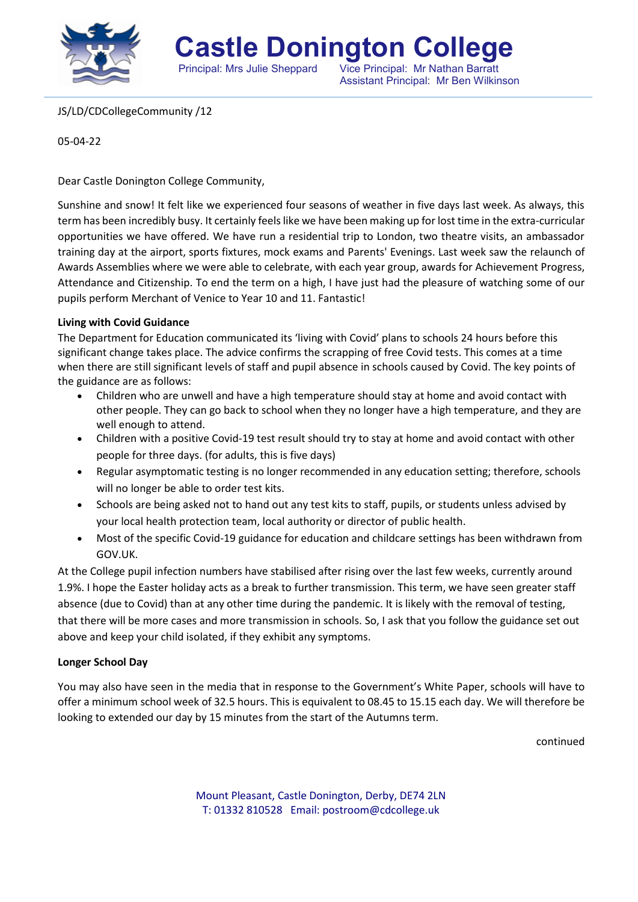# Castle Donington College

Principal: Mrs Julie Sheppard  
Vice Principal: Mr Nathan Barratt  
Assistant Principal: Mr Ben Wilkinson

JS/LD/CDCollegeCommunity /12

05-04-22

Dear Castle Donington College Community,

Sunshine and snow! It felt like we experienced four seasons of weather in five days last week. As always, this term has been incredibly busy. It certainly feels like we have been making up for lost time in the extra-curricular opportunities we have offered. We have run a residential trip to London, two theatre visits, an ambassador training day at the airport, sports fixtures, mock exams and Parents' Evenings. Last week saw the relaunch of Awards Assemblies where we were able to celebrate, with each year group, awards for Achievement Progress, Attendance and Citizenship. To end the term on a high, I have just had the pleasure of watching some of our pupils perform Merchant of Venice to Year 10 and 11. Fantastic!

**Living with Covid Guidance**

The Department for Education communicated its 'living with Covid' plans to schools 24 hours before this significant change takes place. The advice confirms the scrapping of free Covid tests. This comes at a time when there are still significant levels of staff and pupil absence in schools caused by Covid. The key points of the guidance are as follows:

- Children who are unwell and have a high temperature should stay at home and avoid contact with other people. They can go back to school when they no longer have a high temperature, and they are well enough to attend.
- Children with a positive Covid-19 test result should try to stay at home and avoid contact with other people for three days. (for adults, this is five days)
- Regular asymptomatic testing is no longer recommended in any education setting; therefore, schools will no longer be able to order test kits.
- Schools are being asked not to hand out any test kits to staff, pupils, or students unless advised by your local health protection team, local authority or director of public health.
- Most of the specific Covid-19 guidance for education and childcare settings has been withdrawn from GOV.UK.

At the College pupil infection numbers have stabilised after rising over the last few weeks, currently around 1.9%. I hope the Easter holiday acts as a break to further transmission. This term, we have seen greater staff absence (due to Covid) than at any other time during the pandemic. It is likely with the removal of testing, that there will be more cases and more transmission in schools. So, I ask that you follow the guidance set out above and keep your child isolated, if they exhibit any symptoms.

**Longer School Day**

You may also have seen in the media that in response to the Government's White Paper, schools will have to offer a minimum school week of 32.5 hours. This is equivalent to 08.45 to 15.15 each day. We will therefore be looking to extended our day by 15 minutes from the start of the Autumns term.

continued

Mount Pleasant, Castle Donington, Derby, DE74 2LN  
T: 01332 810528 Email: postroom@cdcollege.uk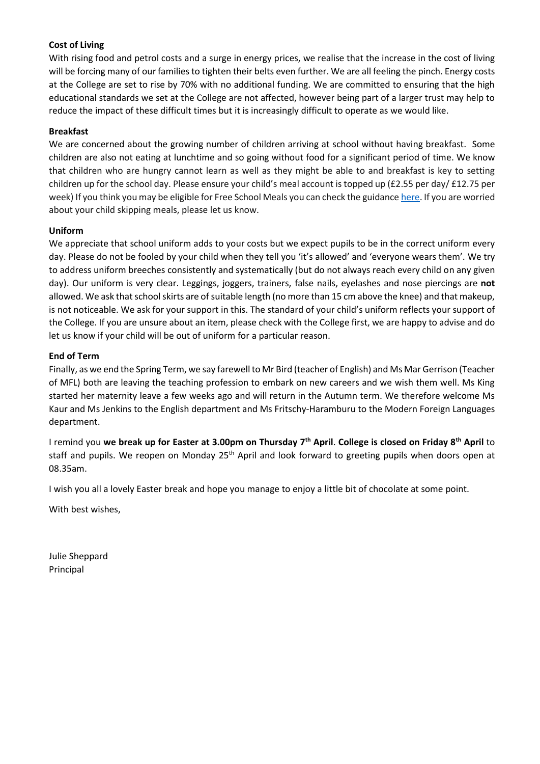**Cost of Living**

With rising food and petrol costs and a surge in energy prices, we realise that the increase in the cost of living will be forcing many of our families to tighten their belts even further. We are all feeling the pinch. Energy costs at the College are set to rise by 70% with no additional funding. We are committed to ensuring that the high educational standards we set at the College are not affected, however being part of a larger trust may help to reduce the impact of these difficult times but it is increasingly difficult to operate as we would like.

**Breakfast**

We are concerned about the growing number of children arriving at school without having breakfast. Some children are also not eating at lunchtime and so going without food for a significant period of time. We know that children who are hungry cannot learn as well as they might be able to and breakfast is key to setting children up for the school day. Please ensure your child's meal account is topped up (£2.55 per day/ £12.75 per week) If you think you may be eligible for Free School Meals you can check the guidance here. If you are worried about your child skipping meals, please let us know.

**Uniform**

We appreciate that school uniform adds to your costs but we expect pupils to be in the correct uniform every day. Please do not be fooled by your child when they tell you 'it's allowed' and 'everyone wears them'. We try to address uniform breeches consistently and systematically (but do not always reach every child on any given day). Our uniform is very clear. Leggings, joggers, trainers, false nails, eyelashes and nose piercings are **not** allowed. We ask that school skirts are of suitable length (no more than 15 cm above the knee) and that makeup, is not noticeable. We ask for your support in this. The standard of your child's uniform reflects your support of the College. If you are unsure about an item, please check with the College first, we are happy to advise and do let us know if your child will be out of uniform for a particular reason.

**End of Term**

Finally, as we end the Spring Term, we say farewell to Mr Bird (teacher of English) and Ms Mar Gerrison (Teacher of MFL) both are leaving the teaching profession to embark on new careers and we wish them well. Ms King started her maternity leave a few weeks ago and will return in the Autumn term. We therefore welcome Ms Kaur and Ms Jenkins to the English department and Ms Fritschy-Haramburu to the Modern Foreign Languages department.

I remind you **we break up for Easter at 3.00pm on Thursday 7th April**. **College is closed on Friday 8th April** to staff and pupils. We reopen on Monday 25th April and look forward to greeting pupils when doors open at 08.35am.

I wish you all a lovely Easter break and hope you manage to enjoy a little bit of chocolate at some point.

With best wishes,

Julie Sheppard
Principal